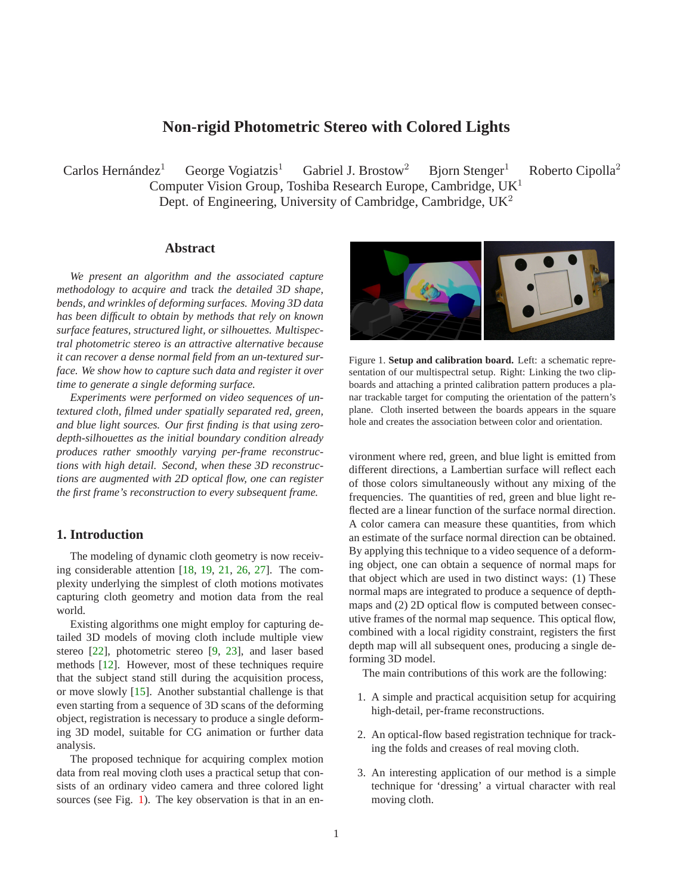# Non-rigid Photometric Stereo with Colored Lights

Carlos Hernández[1] George Vogiatzis[1] Gabriel J. Brostow[2] Bjorn Stenger[1] Roberto Cipolla[2]
Computer Vision Group, Toshiba Research Europe, Cambridge, UK[1]
Dept. of Engineering, University of Cambridge, Cambridge, UK[2]

## Abstract

*We present an algorithm and the associated capture methodology to acquire and track the detailed 3D shape, bends, and wrinkles of deforming surfaces. Moving 3D data has been difficult to obtain by methods that rely on known surface features, structured light, or silhouettes. Multispectral photometric stereo is an attractive alternative because it can recover a dense normal field from an un-textured surface. We show how to capture such data and register it over time to generate a single deforming surface.*

*Experiments were performed on video sequences of untextured cloth, filmed under spatially separated red, green, and blue light sources. Our first finding is that using zero-depth-silhouettes as the initial boundary condition already produces rather smoothly varying per-frame reconstructions with high detail. Second, when these 3D reconstructions are augmented with 2D optical flow, one can register the first frame's reconstruction to every subsequent frame.*

Figure 1. **Setup and calibration board.** Left: a schematic representation of our multispectral setup. Right: Linking the two clipboards and attaching a printed calibration pattern produces a planar trackable target for computing the orientation of the pattern's plane. Cloth inserted between the boards appears in the square hole and creates the association between color and orientation.

## 1. Introduction

The modeling of dynamic cloth geometry is now receiving considerable attention [18, 19, 21, 26, 27]. The complexity underlying the simplest of cloth motions motivates capturing cloth geometry and motion data from the real world.

Existing algorithms one might employ for capturing detailed 3D models of moving cloth include multiple view stereo [22], photometric stereo [9, 23], and laser based methods [12]. However, most of these techniques require that the subject stand still during the acquisition process, or move slowly [15]. Another substantial challenge is that even starting from a sequence of 3D scans of the deforming object, registration is necessary to produce a single deforming 3D model, suitable for CG animation or further data analysis.

The proposed technique for acquiring complex motion data from real moving cloth uses a practical setup that consists of an ordinary video camera and three colored light sources (see Fig. 1). The key observation is that in an environment where red, green, and blue light is emitted from different directions, a Lambertian surface will reflect each of those colors simultaneously without any mixing of the frequencies. The quantities of red, green and blue light reflected are a linear function of the surface normal direction. A color camera can measure these quantities, from which an estimate of the surface normal direction can be obtained. By applying this technique to a video sequence of a deforming object, one can obtain a sequence of normal maps for that object which are used in two distinct ways: (1) These normal maps are integrated to produce a sequence of depth-maps and (2) 2D optical flow is computed between consecutive frames of the normal map sequence. This optical flow, combined with a local rigidity constraint, registers the first depth map will all subsequent ones, producing a single deforming 3D model.

The main contributions of this work are the following:

1. A simple and practical acquisition setup for acquiring high-detail, per-frame reconstructions.
2. An optical-flow based registration technique for tracking the folds and creases of real moving cloth.
3. An interesting application of our method is a simple technique for 'dressing' a virtual character with real moving cloth.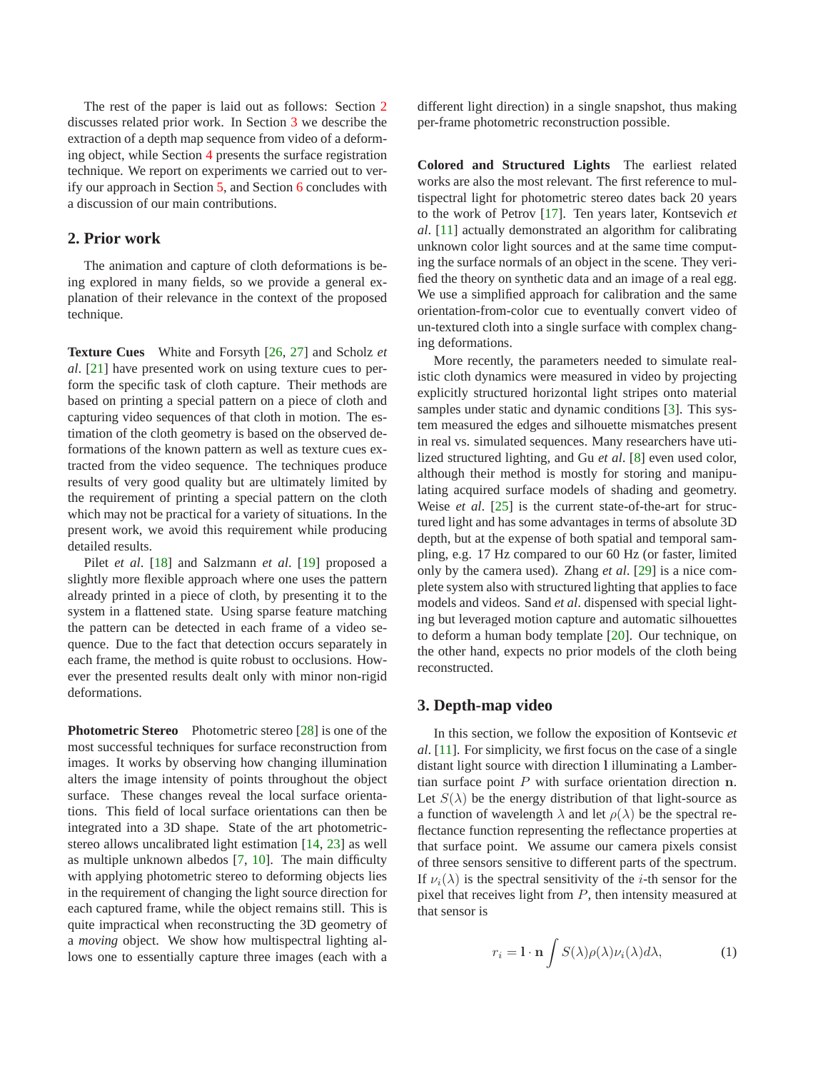The rest of the paper is laid out as follows: Section 2 discusses related prior work. In Section 3 we describe the extraction of a depth map sequence from video of a deforming object, while Section 4 presents the surface registration technique. We report on experiments we carried out to verify our approach in Section 5, and Section 6 concludes with a discussion of our main contributions.

## 2. Prior work

The animation and capture of cloth deformations is being explored in many fields, so we provide a general explanation of their relevance in the context of the proposed technique.

**Texture Cues** White and Forsyth [26, 27] and Scholz *et al*. [21] have presented work on using texture cues to perform the specific task of cloth capture. Their methods are based on printing a special pattern on a piece of cloth and capturing video sequences of that cloth in motion. The estimation of the cloth geometry is based on the observed deformations of the known pattern as well as texture cues extracted from the video sequence. The techniques produce results of very good quality but are ultimately limited by the requirement of printing a special pattern on the cloth which may not be practical for a variety of situations. In the present work, we avoid this requirement while producing detailed results.

Pilet *et al*. [18] and Salzmann *et al*. [19] proposed a slightly more flexible approach where one uses the pattern already printed in a piece of cloth, by presenting it to the system in a flattened state. Using sparse feature matching the pattern can be detected in each frame of a video sequence. Due to the fact that detection occurs separately in each frame, the method is quite robust to occlusions. However the presented results dealt only with minor non-rigid deformations.

**Photometric Stereo** Photometric stereo [28] is one of the most successful techniques for surface reconstruction from images. It works by observing how changing illumination alters the image intensity of points throughout the object surface. These changes reveal the local surface orientations. This field of local surface orientations can then be integrated into a 3D shape. State of the art photometric-stereo allows uncalibrated light estimation [14, 23] as well as multiple unknown albedos [7, 10]. The main difficulty with applying photometric stereo to deforming objects lies in the requirement of changing the light source direction for each captured frame, while the object remains still. This is quite impractical when reconstructing the 3D geometry of a *moving* object. We show how multispectral lighting allows one to essentially capture three images (each with a different light direction) in a single snapshot, thus making per-frame photometric reconstruction possible.

**Colored and Structured Lights** The earliest related works are also the most relevant. The first reference to multispectral light for photometric stereo dates back 20 years to the work of Petrov [17]. Ten years later, Kontsevich *et al*. [11] actually demonstrated an algorithm for calibrating unknown color light sources and at the same time computing the surface normals of an object in the scene. They verified the theory on synthetic data and an image of a real egg. We use a simplified approach for calibration and the same orientation-from-color cue to eventually convert video of un-textured cloth into a single surface with complex changing deformations.

More recently, the parameters needed to simulate realistic cloth dynamics were measured in video by projecting explicitly structured horizontal light stripes onto material samples under static and dynamic conditions [3]. This system measured the edges and silhouette mismatches present in real vs. simulated sequences. Many researchers have utilized structured lighting, and Gu *et al*. [8] even used color, although their method is mostly for storing and manipulating acquired surface models of shading and geometry. Weise *et al*. [25] is the current state-of-the-art for structured light and has some advantages in terms of absolute 3D depth, but at the expense of both spatial and temporal sampling, e.g. 17 Hz compared to our 60 Hz (or faster, limited only by the camera used). Zhang *et al*. [29] is a nice complete system also with structured lighting that applies to face models and videos. Sand *et al*. dispensed with special lighting but leveraged motion capture and automatic silhouettes to deform a human body template [20]. Our technique, on the other hand, expects no prior models of the cloth being reconstructed.

## 3. Depth-map video

In this section, we follow the exposition of Kontsevic *et al*. [11]. For simplicity, we first focus on the case of a single distant light source with direction $\mathbf{l}$ illuminating a Lambertian surface point $P$ with surface orientation direction $\mathbf{n}$. Let $S(\lambda)$ be the energy distribution of that light-source as a function of wavelength $\lambda$ and let $\rho(\lambda)$ be the spectral reflectance function representing the reflectance properties at that surface point. We assume our camera pixels consist of three sensors sensitive to different parts of the spectrum. If $\nu_i(\lambda)$ is the spectral sensitivity of the $i$-th sensor for the pixel that receives light from $P$, then intensity measured at that sensor is

$$r_i = \mathbf{l} \cdot \mathbf{n} \int S(\lambda)\rho(\lambda)\nu_i(\lambda)d\lambda, \tag{1}$$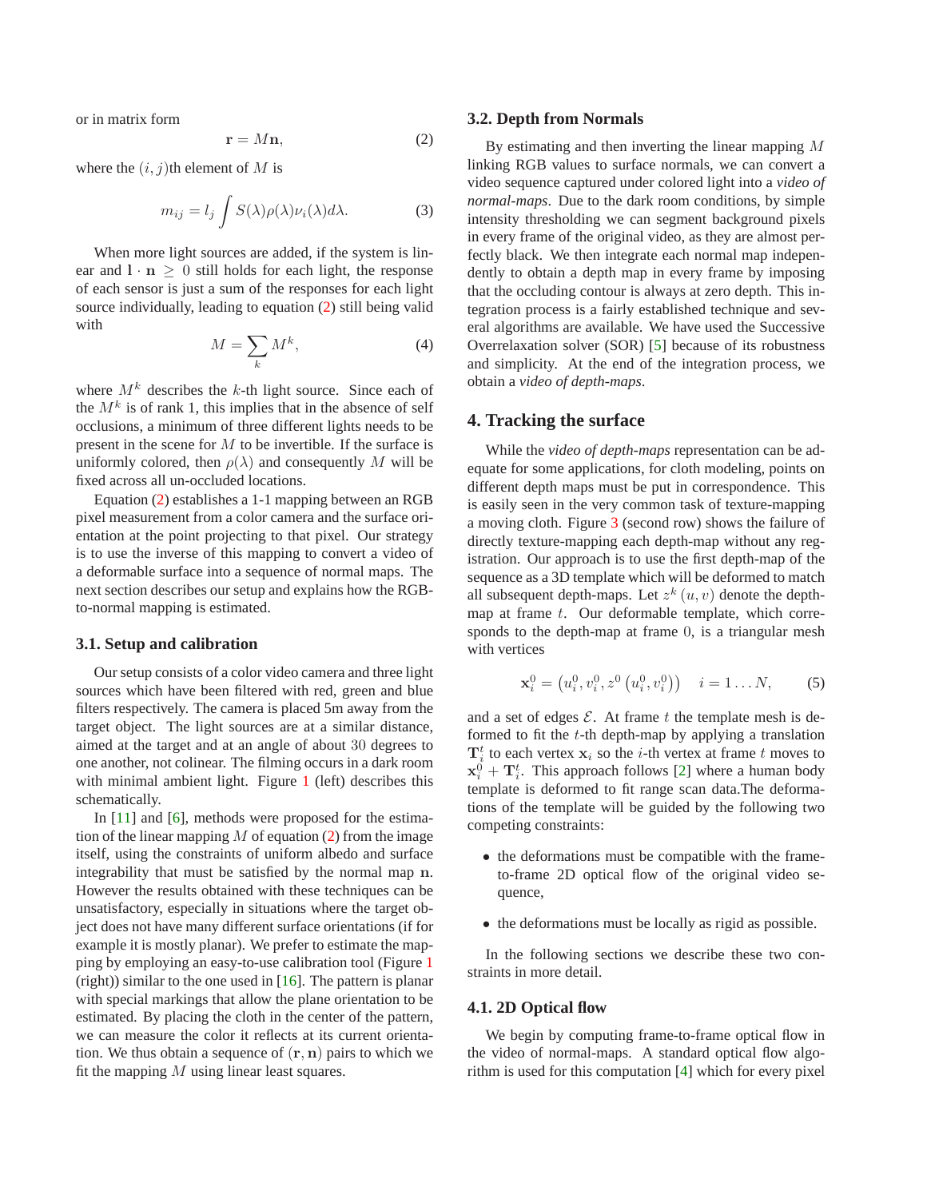or in matrix form

$$\mathbf{r} = M\mathbf{n}, \tag{2}$$

where the $(i, j)$th element of $M$ is

$$m_{ij} = l_j \int S(\lambda)\rho(\lambda)\nu_i(\lambda)d\lambda. \tag{3}$$

When more light sources are added, if the system is linear and $\mathbf{l} \cdot \mathbf{n} \geq 0$ still holds for each light, the response of each sensor is just a sum of the responses for each light source individually, leading to equation (2) still being valid with

$$M = \sum_k M^k, \tag{4}$$

where $M^k$ describes the $k$-th light source. Since each of the $M^k$ is of rank 1, this implies that in the absence of self occlusions, a minimum of three different lights needs to be present in the scene for $M$ to be invertible. If the surface is uniformly colored, then $\rho(\lambda)$ and consequently $M$ will be fixed across all un-occluded locations.

Equation (2) establishes a 1-1 mapping between an RGB pixel measurement from a color camera and the surface orientation at the point projecting to that pixel. Our strategy is to use the inverse of this mapping to convert a video of a deformable surface into a sequence of normal maps. The next section describes our setup and explains how the RGB-to-normal mapping is estimated.

### 3.1. Setup and calibration

Our setup consists of a color video camera and three light sources which have been filtered with red, green and blue filters respectively. The camera is placed 5m away from the target object. The light sources are at a similar distance, aimed at the target and at an angle of about 30 degrees to one another, not colinear. The filming occurs in a dark room with minimal ambient light. Figure 1 (left) describes this schematically.

In [11] and [6], methods were proposed for the estimation of the linear mapping $M$ of equation (2) from the image itself, using the constraints of uniform albedo and surface integrability that must be satisfied by the normal map $\mathbf{n}$. However the results obtained with these techniques can be unsatisfactory, especially in situations where the target object does not have many different surface orientations (if for example it is mostly planar). We prefer to estimate the mapping by employing an easy-to-use calibration tool (Figure 1 (right)) similar to the one used in [16]. The pattern is planar with special markings that allow the plane orientation to be estimated. By placing the cloth in the center of the pattern, we can measure the color it reflects at its current orientation. We thus obtain a sequence of $(\mathbf{r}, \mathbf{n})$ pairs to which we fit the mapping $M$ using linear least squares.

### 3.2. Depth from Normals

By estimating and then inverting the linear mapping $M$ linking RGB values to surface normals, we can convert a video sequence captured under colored light into a *video of normal-maps*. Due to the dark room conditions, by simple intensity thresholding we can segment background pixels in every frame of the original video, as they are almost perfectly black. We then integrate each normal map independently to obtain a depth map in every frame by imposing that the occluding contour is always at zero depth. This integration process is a fairly established technique and several algorithms are available. We have used the Successive Overrelaxation solver (SOR) [5] because of its robustness and simplicity. At the end of the integration process, we obtain a *video of depth-maps*.

## 4. Tracking the surface

While the *video of depth-maps* representation can be adequate for some applications, for cloth modeling, points on different depth maps must be put in correspondence. This is easily seen in the very common task of texture-mapping a moving cloth. Figure 3 (second row) shows the failure of directly texture-mapping each depth-map without any registration. Our approach is to use the first depth-map of the sequence as a 3D template which will be deformed to match all subsequent depth-maps. Let $z^k(u, v)$ denote the depth-map at frame $t$. Our deformable template, which corresponds to the depth-map at frame $0$, is a triangular mesh with vertices

$$\mathbf{x}_i^0 = \left(u_i^0, v_i^0, z^0\left(u_i^0, v_i^0\right)\right) \quad i = 1 \ldots N, \tag{5}$$

and a set of edges $\mathcal{E}$. At frame $t$ the template mesh is deformed to fit the $t$-th depth-map by applying a translation $\mathbf{T}_i^t$ to each vertex $\mathbf{x}_i$ so the $i$-th vertex at frame $t$ moves to $\mathbf{x}_i^0 + \mathbf{T}_i^t$. This approach follows [2] where a human body template is deformed to fit range scan data.The deformations of the template will be guided by the following two competing constraints:

- the deformations must be compatible with the frame-to-frame 2D optical flow of the original video sequence,
- the deformations must be locally as rigid as possible.

In the following sections we describe these two constraints in more detail.

### 4.1. 2D Optical flow

We begin by computing frame-to-frame optical flow in the video of normal-maps. A standard optical flow algorithm is used for this computation [4] which for every pixel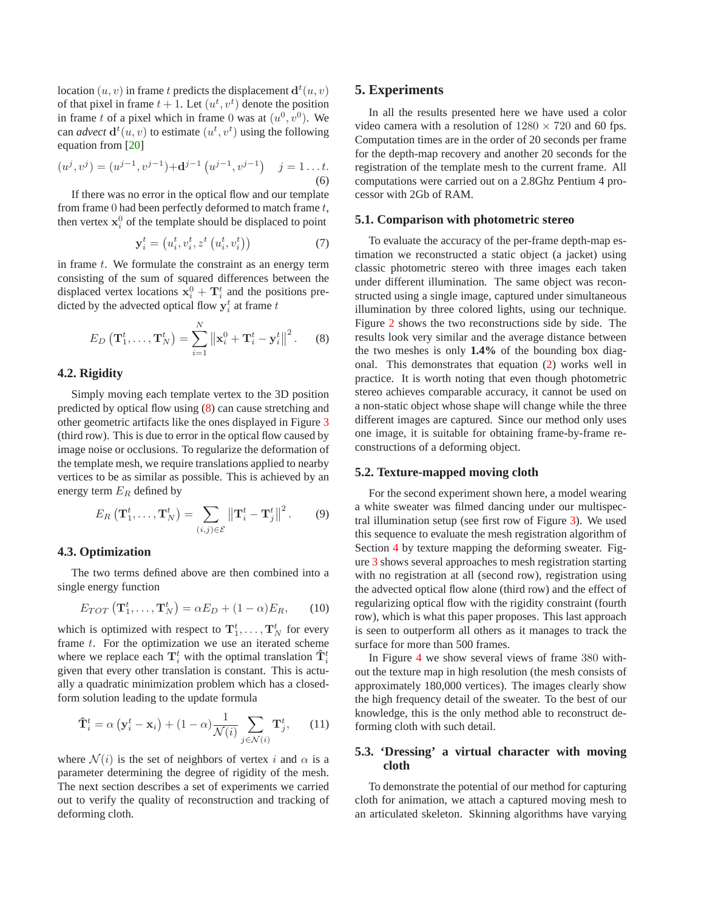location $(u, v)$ in frame $t$ predicts the displacement $\mathbf{d}^t(u, v)$ of that pixel in frame $t+1$. Let $(u^t, v^t)$ denote the position in frame $t$ of a pixel which in frame 0 was at $(u^0, v^0)$. We can *advect* $\mathbf{d}^t(u, v)$ to estimate $(u^t, v^t)$ using the following equation from [20]

$$(u^j, v^j) = (u^{j-1}, v^{j-1}) + \mathbf{d}^{j-1}\left(u^{j-1}, v^{j-1}\right) \quad j = 1 \ldots t. \tag{6}$$

If there was no error in the optical flow and our template from frame 0 had been perfectly deformed to match frame $t$, then vertex $\mathbf{x}_i^0$ of the template should be displaced to point

$$\mathbf{y}_i^t = \left(u_i^t, v_i^t, z^t\left(u_i^t, v_i^t\right)\right) \tag{7}$$

in frame $t$. We formulate the constraint as an energy term consisting of the sum of squared differences between the displaced vertex locations $\mathbf{x}_i^0 + \mathbf{T}_i^t$ and the positions predicted by the advected optical flow $\mathbf{y}_i^t$ at frame $t$

$$E_D\left(\mathbf{T}_1^t, \ldots, \mathbf{T}_N^t\right) = \sum_{i=1}^{N} \left\|\mathbf{x}_i^0 + \mathbf{T}_i^t - \mathbf{y}_i^t\right\|^2. \tag{8}$$

### 4.2. Rigidity

Simply moving each template vertex to the 3D position predicted by optical flow using (8) can cause stretching and other geometric artifacts like the ones displayed in Figure 3 (third row). This is due to error in the optical flow caused by image noise or occlusions. To regularize the deformation of the template mesh, we require translations applied to nearby vertices to be as similar as possible. This is achieved by an energy term $E_R$ defined by

$$E_R\left(\mathbf{T}_1^t, \ldots, \mathbf{T}_N^t\right) = \sum_{(i,j)\in\mathcal{E}} \left\|\mathbf{T}_i^t - \mathbf{T}_j^t\right\|^2. \tag{9}$$

### 4.3. Optimization

The two terms defined above are then combined into a single energy function

$$E_{TOT}\left(\mathbf{T}_1^t, \ldots, \mathbf{T}_N^t\right) = \alpha E_D + (1-\alpha) E_R, \tag{10}$$

which is optimized with respect to $\mathbf{T}_1^t, \ldots, \mathbf{T}_N^t$ for every frame $t$. For the optimization we use an iterated scheme where we replace each $\mathbf{T}_i^t$ with the optimal translation $\hat{\mathbf{T}}_i^t$ given that every other translation is constant. This is actually a quadratic minimization problem which has a closed-form solution leading to the update formula

$$\hat{\mathbf{T}}_i^t = \alpha\left(\mathbf{y}_i^t - \mathbf{x}_i\right) + (1-\alpha)\frac{1}{\mathcal{N}(i)} \sum_{j\in\mathcal{N}(i)} \mathbf{T}_j^t, \tag{11}$$

where $\mathcal{N}(i)$ is the set of neighbors of vertex $i$ and $\alpha$ is a parameter determining the degree of rigidity of the mesh. The next section describes a set of experiments we carried out to verify the quality of reconstruction and tracking of deforming cloth.

## 5. Experiments

In all the results presented here we have used a color video camera with a resolution of $1280 \times 720$ and 60 fps. Computation times are in the order of 20 seconds per frame for the depth-map recovery and another 20 seconds for the registration of the template mesh to the current frame. All computations were carried out on a 2.8Ghz Pentium 4 processor with 2Gb of RAM.

### 5.1. Comparison with photometric stereo

To evaluate the accuracy of the per-frame depth-map estimation we reconstructed a static object (a jacket) using classic photometric stereo with three images each taken under different illumination. The same object was reconstructed using a single image, captured under simultaneous illumination by three colored lights, using our technique. Figure 2 shows the two reconstructions side by side. The results look very similar and the average distance between the two meshes is only **1.4%** of the bounding box diagonal. This demonstrates that equation (2) works well in practice. It is worth noting that even though photometric stereo achieves comparable accuracy, it cannot be used on a non-static object whose shape will change while the three different images are captured. Since our method only uses one image, it is suitable for obtaining frame-by-frame reconstructions of a deforming object.

### 5.2. Texture-mapped moving cloth

For the second experiment shown here, a model wearing a white sweater was filmed dancing under our multispectral illumination setup (see first row of Figure 3). We used this sequence to evaluate the mesh registration algorithm of Section 4 by texture mapping the deforming sweater. Figure 3 shows several approaches to mesh registration starting with no registration at all (second row), registration using the advected optical flow alone (third row) and the effect of regularizing optical flow with the rigidity constraint (fourth row), which is what this paper proposes. This last approach is seen to outperform all others as it manages to track the surface for more than 500 frames.

In Figure 4 we show several views of frame 380 without the texture map in high resolution (the mesh consists of approximately 180,000 vertices). The images clearly show the high frequency detail of the sweater. To the best of our knowledge, this is the only method able to reconstruct deforming cloth with such detail.

### 5.3. 'Dressing' a virtual character with moving cloth

To demonstrate the potential of our method for capturing cloth for animation, we attach a captured moving mesh to an articulated skeleton. Skinning algorithms have varying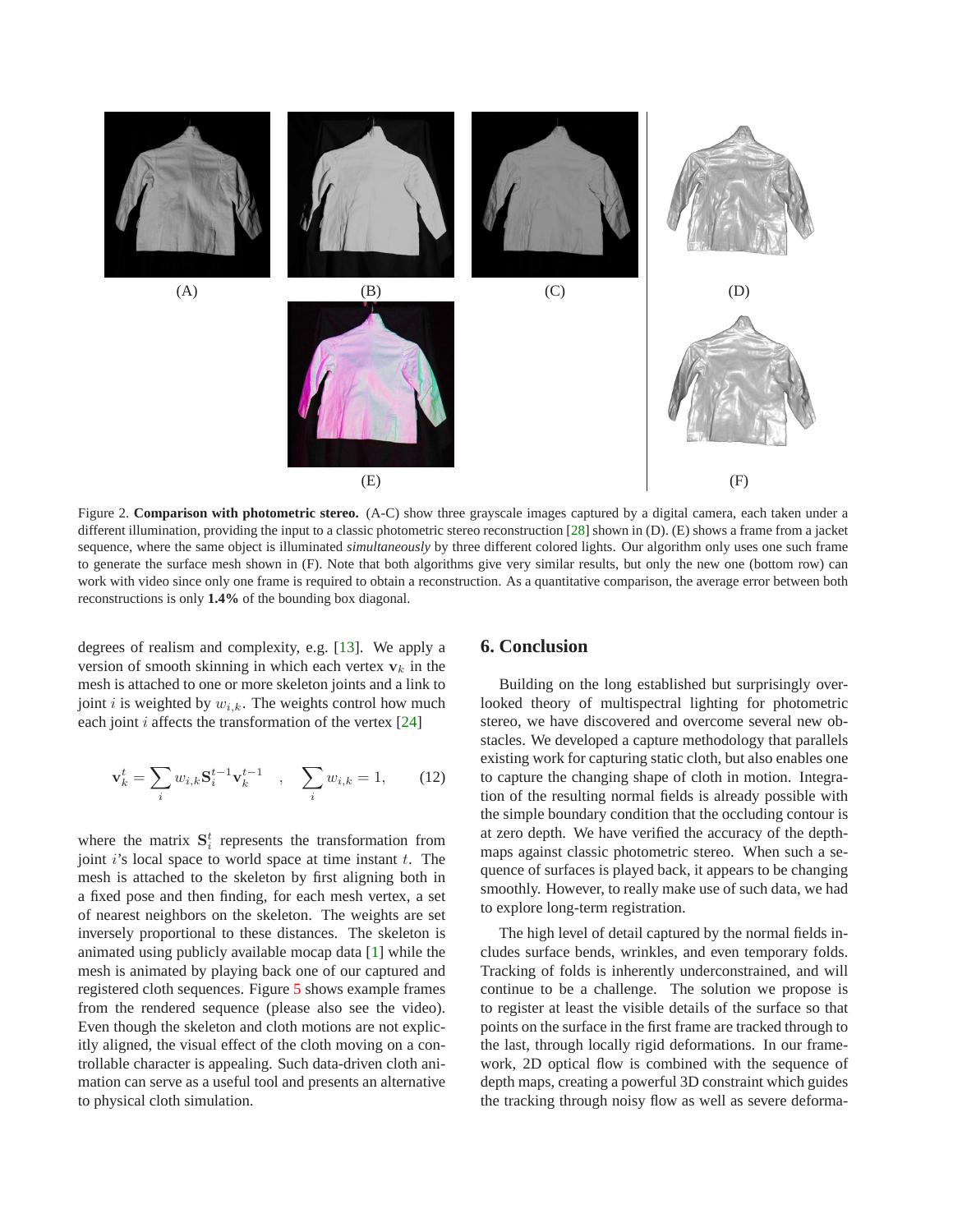(A) (B) (C) (D)

(E) (F)

Figure 2. **Comparison with photometric stereo.** (A-C) show three grayscale images captured by a digital camera, each taken under a different illumination, providing the input to a classic photometric stereo reconstruction [28] shown in (D). (E) shows a frame from a jacket sequence, where the same object is illuminated *simultaneously* by three different colored lights. Our algorithm only uses one such frame to generate the surface mesh shown in (F). Note that both algorithms give very similar results, but only the new one (bottom row) can work with video since only one frame is required to obtain a reconstruction. As a quantitative comparison, the average error between both reconstructions is only **1.4%** of the bounding box diagonal.

degrees of realism and complexity, e.g. [13]. We apply a version of smooth skinning in which each vertex $\mathbf{v}_k$ in the mesh is attached to one or more skeleton joints and a link to joint $i$ is weighted by $w_{i,k}$. The weights control how much each joint $i$ affects the transformation of the vertex [24]

$$\mathbf{v}_k^t = \sum_i w_{i,k}\mathbf{S}_i^{t-1}\mathbf{v}_k^{t-1} \quad , \quad \sum_i w_{i,k} = 1, \qquad (12)$$

where the matrix $\mathbf{S}_i^t$ represents the transformation from joint $i$'s local space to world space at time instant $t$. The mesh is attached to the skeleton by first aligning both in a fixed pose and then finding, for each mesh vertex, a set of nearest neighbors on the skeleton. The weights are set inversely proportional to these distances. The skeleton is animated using publicly available mocap data [1] while the mesh is animated by playing back one of our captured and registered cloth sequences. Figure 5 shows example frames from the rendered sequence (please also see the video). Even though the skeleton and cloth motions are not explicitly aligned, the visual effect of the cloth moving on a controllable character is appealing. Such data-driven cloth animation can serve as a useful tool and presents an alternative to physical cloth simulation.

## 6. Conclusion

Building on the long established but surprisingly overlooked theory of multispectral lighting for photometric stereo, we have discovered and overcome several new obstacles. We developed a capture methodology that parallels existing work for capturing static cloth, but also enables one to capture the changing shape of cloth in motion. Integration of the resulting normal fields is already possible with the simple boundary condition that the occluding contour is at zero depth. We have verified the accuracy of the depth-maps against classic photometric stereo. When such a sequence of surfaces is played back, it appears to be changing smoothly. However, to really make use of such data, we had to explore long-term registration.

The high level of detail captured by the normal fields includes surface bends, wrinkles, and even temporary folds. Tracking of folds is inherently underconstrained, and will continue to be a challenge. The solution we propose is to register at least the visible details of the surface so that points on the surface in the first frame are tracked through to the last, through locally rigid deformations. In our framework, 2D optical flow is combined with the sequence of depth maps, creating a powerful 3D constraint which guides the tracking through noisy flow as well as severe deforma-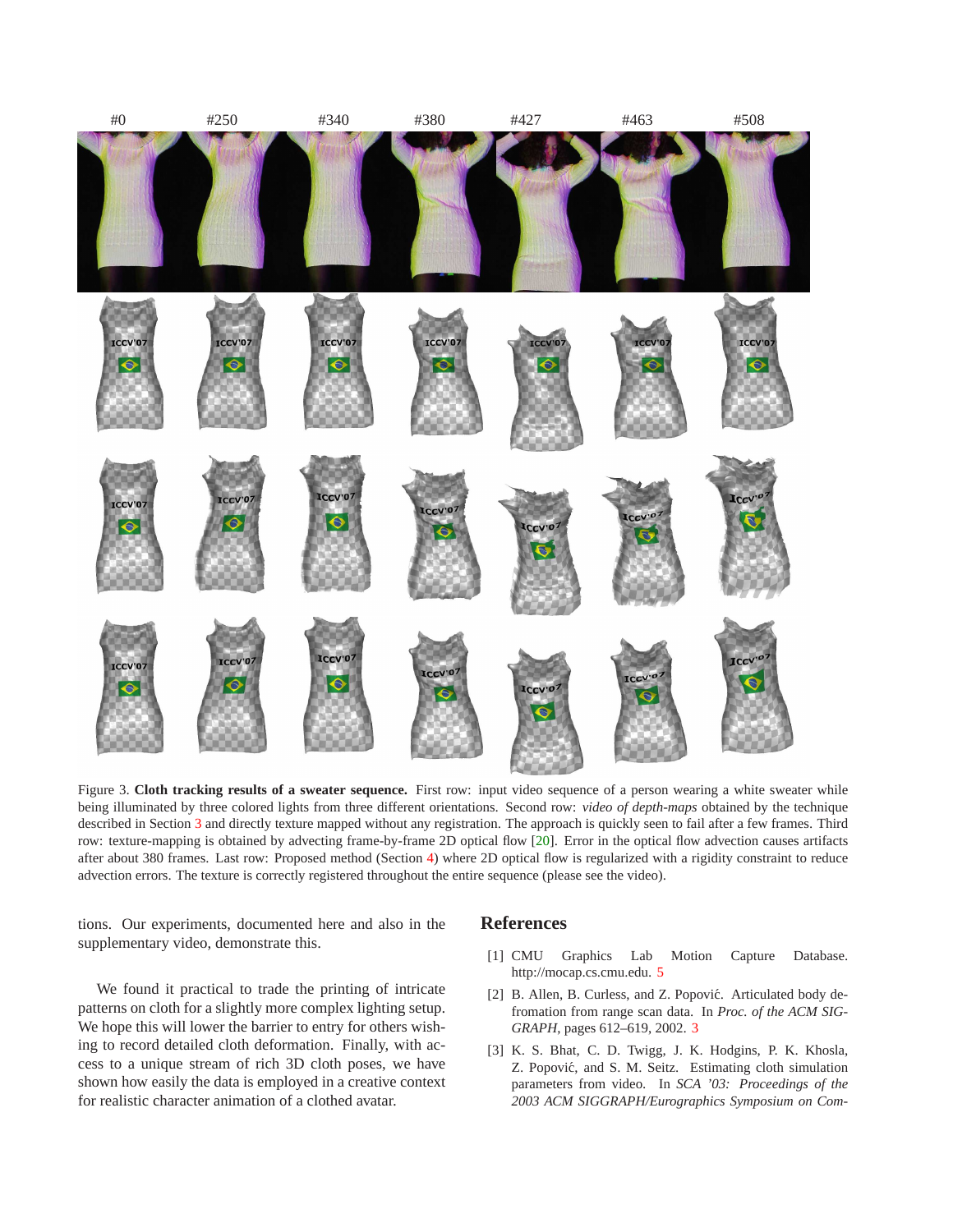Figure 3. **Cloth tracking results of a sweater sequence.** First row: input video sequence of a person wearing a white sweater while being illuminated by three colored lights from three different orientations. Second row: *video of depth-maps* obtained by the technique described in Section 3 and directly texture mapped without any registration. The approach is quickly seen to fail after a few frames. Third row: texture-mapping is obtained by advecting frame-by-frame 2D optical flow [20]. Error in the optical flow advection causes artifacts after about 380 frames. Last row: Proposed method (Section 4) where 2D optical flow is regularized with a rigidity constraint to reduce advection errors. The texture is correctly registered throughout the entire sequence (please see the video).

tions. Our experiments, documented here and also in the supplementary video, demonstrate this.

We found it practical to trade the printing of intricate patterns on cloth for a slightly more complex lighting setup. We hope this will lower the barrier to entry for others wishing to record detailed cloth deformation. Finally, with access to a unique stream of rich 3D cloth poses, we have shown how easily the data is employed in a creative context for realistic character animation of a clothed avatar.

## References

[1] CMU Graphics Lab Motion Capture Database. http://mocap.cs.cmu.edu. 5

[2] B. Allen, B. Curless, and Z. Popović. Articulated body deformation from range scan data. In *Proc. of the ACM SIGGRAPH*, pages 612–619, 2002. 3

[3] K. S. Bhat, C. D. Twigg, J. K. Hodgins, P. K. Khosla, Z. Popović, and S. M. Seitz. Estimating cloth simulation parameters from video. In *SCA '03: Proceedings of the 2003 ACM SIGGRAPH/Eurographics Symposium on Com-*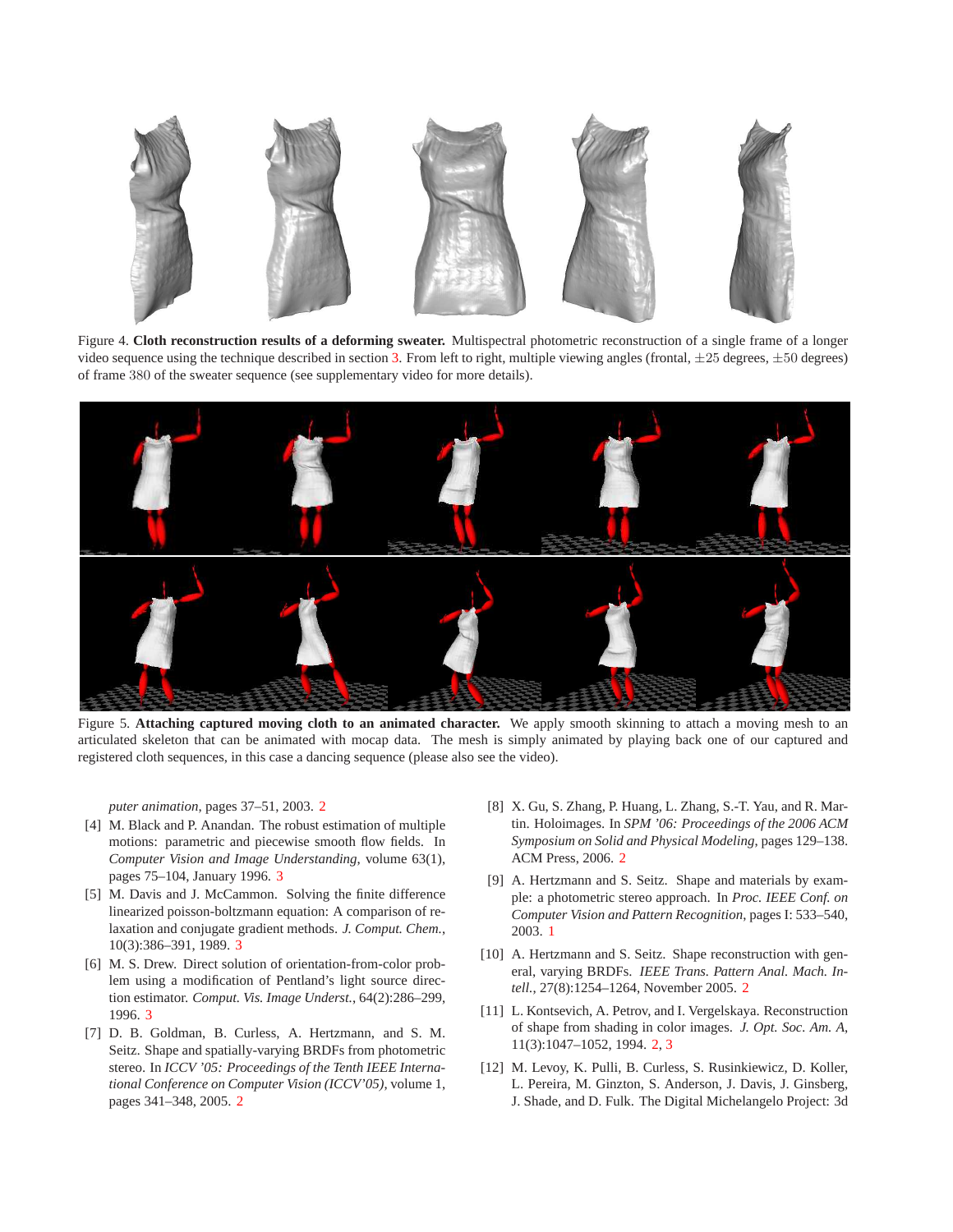Figure 4. **Cloth reconstruction results of a deforming sweater.** Multispectral photometric reconstruction of a single frame of a longer video sequence using the technique described in section 3. From left to right, multiple viewing angles (frontal, $\pm 25$ degrees, $\pm 50$ degrees) of frame 380 of the sweater sequence (see supplementary video for more details).

Figure 5. **Attaching captured moving cloth to an animated character.** We apply smooth skinning to attach a moving mesh to an articulated skeleton that can be animated with mocap data. The mesh is simply animated by playing back one of our captured and registered cloth sequences, in this case a dancing sequence (please also see the video).

*puter animation*, pages 37–51, 2003. 2

[4] M. Black and P. Anandan. The robust estimation of multiple motions: parametric and piecewise smooth flow fields. In *Computer Vision and Image Understanding*, volume 63(1), pages 75–104, January 1996. 3

[5] M. Davis and J. McCammon. Solving the finite difference linearized poisson-boltzmann equation: A comparison of relaxation and conjugate gradient methods. *J. Comput. Chem.*, 10(3):386–391, 1989. 3

[6] M. S. Drew. Direct solution of orientation-from-color problem using a modification of Pentland's light source direction estimator. *Comput. Vis. Image Underst.*, 64(2):286–299, 1996. 3

[7] D. B. Goldman, B. Curless, A. Hertzmann, and S. M. Seitz. Shape and spatially-varying BRDFs from photometric stereo. In *ICCV '05: Proceedings of the Tenth IEEE International Conference on Computer Vision (ICCV'05)*, volume 1, pages 341–348, 2005. 2

[8] X. Gu, S. Zhang, P. Huang, L. Zhang, S.-T. Yau, and R. Martin. Holoimages. In *SPM '06: Proceedings of the 2006 ACM Symposium on Solid and Physical Modeling*, pages 129–138. ACM Press, 2006. 2

[9] A. Hertzmann and S. Seitz. Shape and materials by example: a photometric stereo approach. In *Proc. IEEE Conf. on Computer Vision and Pattern Recognition*, pages I: 533–540, 2003. 1

[10] A. Hertzmann and S. Seitz. Shape reconstruction with general, varying BRDFs. *IEEE Trans. Pattern Anal. Mach. Intell.*, 27(8):1254–1264, November 2005. 2

[11] L. Kontsevich, A. Petrov, and I. Vergelskaya. Reconstruction of shape from shading in color images. *J. Opt. Soc. Am. A*, 11(3):1047–1052, 1994. 2, 3

[12] M. Levoy, K. Pulli, B. Curless, S. Rusinkiewicz, D. Koller, L. Pereira, M. Ginzton, S. Anderson, J. Davis, J. Ginsberg, J. Shade, and D. Fulk. The Digital Michelangelo Project: 3d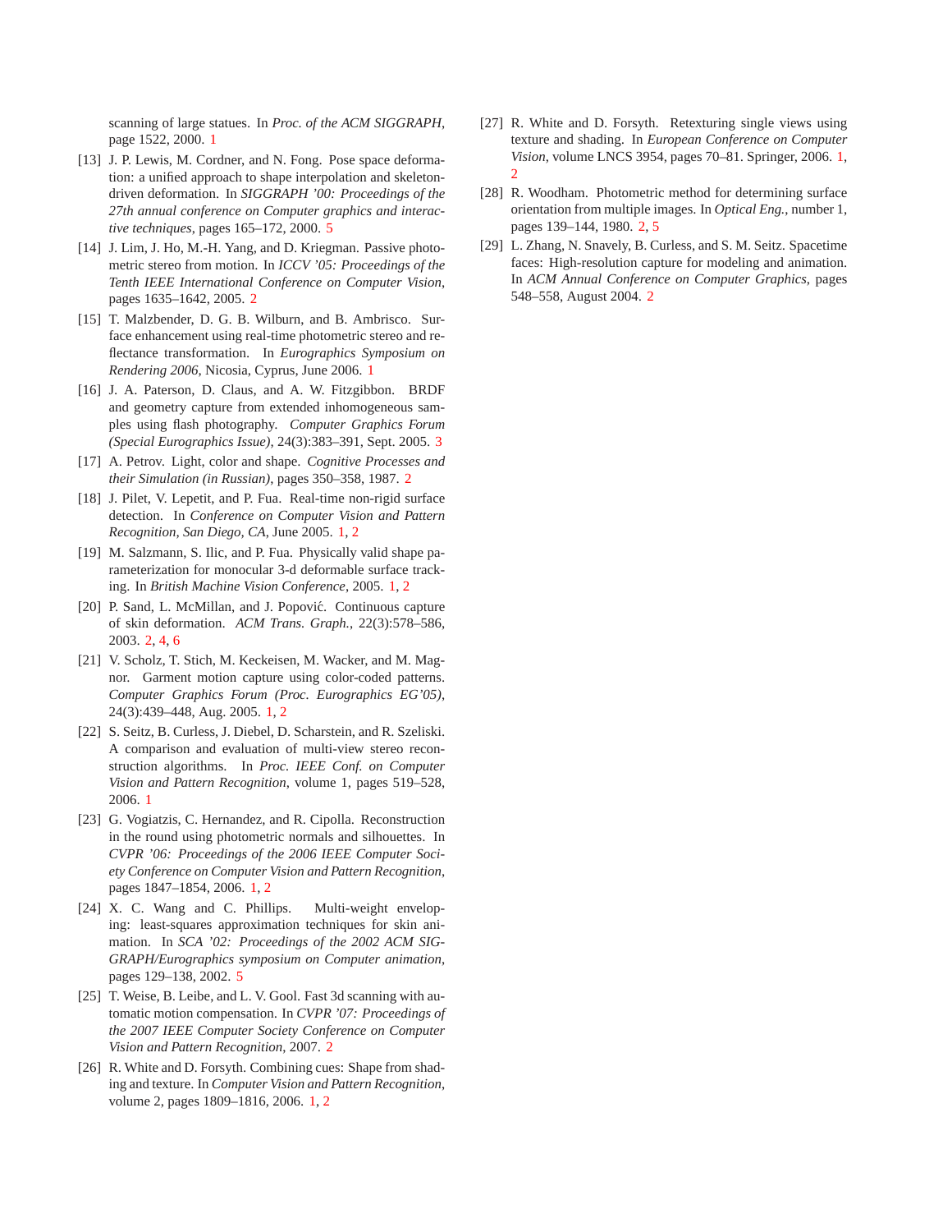scanning of large statues. In *Proc. of the ACM SIGGRAPH*, page 1522, 2000. 1

[13] J. P. Lewis, M. Cordner, and N. Fong. Pose space deformation: a unified approach to shape interpolation and skeleton-driven deformation. In *SIGGRAPH '00: Proceedings of the 27th annual conference on Computer graphics and interactive techniques*, pages 165–172, 2000. 5

[14] J. Lim, J. Ho, M.-H. Yang, and D. Kriegman. Passive photometric stereo from motion. In *ICCV '05: Proceedings of the Tenth IEEE International Conference on Computer Vision*, pages 1635–1642, 2005. 2

[15] T. Malzbender, D. G. B. Wilburn, and B. Ambrisco. Surface enhancement using real-time photometric stereo and reflectance transformation. In *Eurographics Symposium on Rendering 2006*, Nicosia, Cyprus, June 2006. 1

[16] J. A. Paterson, D. Claus, and A. W. Fitzgibbon. BRDF and geometry capture from extended inhomogeneous samples using flash photography. *Computer Graphics Forum (Special Eurographics Issue)*, 24(3):383–391, Sept. 2005. 3

[17] A. Petrov. Light, color and shape. *Cognitive Processes and their Simulation (in Russian)*, pages 350–358, 1987. 2

[18] J. Pilet, V. Lepetit, and P. Fua. Real-time non-rigid surface detection. In *Conference on Computer Vision and Pattern Recognition, San Diego, CA*, June 2005. 1, 2

[19] M. Salzmann, S. Ilic, and P. Fua. Physically valid shape parameterization for monocular 3-d deformable surface tracking. In *British Machine Vision Conference*, 2005. 1, 2

[20] P. Sand, L. McMillan, and J. Popović. Continuous capture of skin deformation. *ACM Trans. Graph.*, 22(3):578–586, 2003. 2, 4, 6

[21] V. Scholz, T. Stich, M. Keckeisen, M. Wacker, and M. Magnor. Garment motion capture using color-coded patterns. *Computer Graphics Forum (Proc. Eurographics EG'05)*, 24(3):439–448, Aug. 2005. 1, 2

[22] S. Seitz, B. Curless, J. Diebel, D. Scharstein, and R. Szeliski. A comparison and evaluation of multi-view stereo reconstruction algorithms. In *Proc. IEEE Conf. on Computer Vision and Pattern Recognition*, volume 1, pages 519–528, 2006. 1

[23] G. Vogiatzis, C. Hernandez, and R. Cipolla. Reconstruction in the round using photometric normals and silhouettes. In *CVPR '06: Proceedings of the 2006 IEEE Computer Society Conference on Computer Vision and Pattern Recognition*, pages 1847–1854, 2006. 1, 2

[24] X. C. Wang and C. Phillips. Multi-weight enveloping: least-squares approximation techniques for skin animation. In *SCA '02: Proceedings of the 2002 ACM SIGGRAPH/Eurographics symposium on Computer animation*, pages 129–138, 2002. 5

[25] T. Weise, B. Leibe, and L. V. Gool. Fast 3d scanning with automatic motion compensation. In *CVPR '07: Proceedings of the 2007 IEEE Computer Society Conference on Computer Vision and Pattern Recognition*, 2007. 2

[26] R. White and D. Forsyth. Combining cues: Shape from shading and texture. In *Computer Vision and Pattern Recognition*, volume 2, pages 1809–1816, 2006. 1, 2

[27] R. White and D. Forsyth. Retexturing single views using texture and shading. In *European Conference on Computer Vision*, volume LNCS 3954, pages 70–81. Springer, 2006. 1, 2

[28] R. Woodham. Photometric method for determining surface orientation from multiple images. In *Optical Eng.*, number 1, pages 139–144, 1980. 2, 5

[29] L. Zhang, N. Snavely, B. Curless, and S. M. Seitz. Spacetime faces: High-resolution capture for modeling and animation. In *ACM Annual Conference on Computer Graphics*, pages 548–558, August 2004. 2